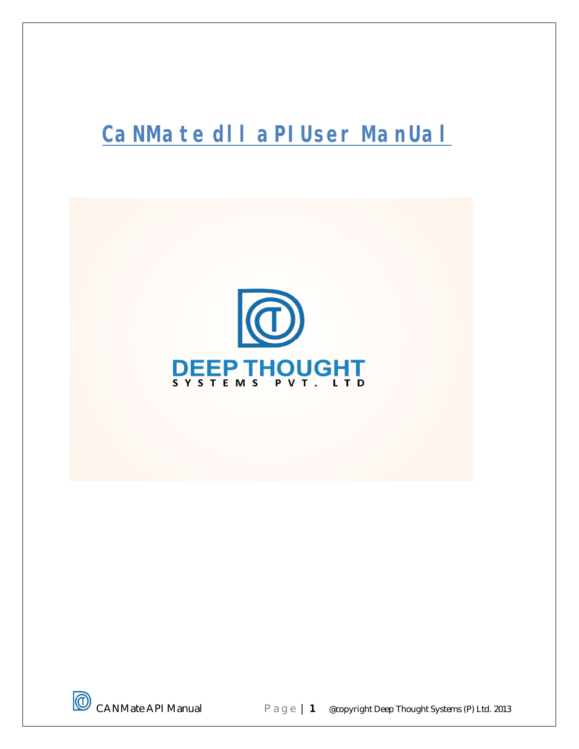# CaNMate dll aPI User ManUal

DEEP THOUGHT
SYSTEMS PVT. LTD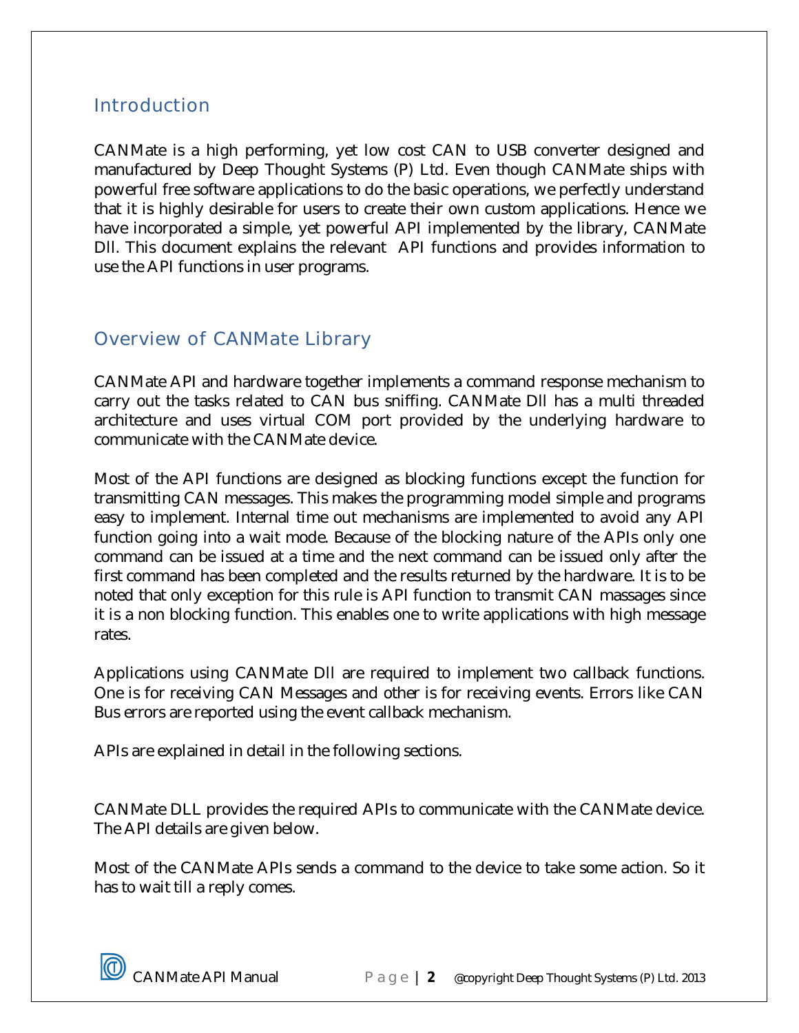## Introduction

CANMate is a high performing, yet low cost CAN to USB converter designed and manufactured by Deep Thought Systems (P) Ltd. Even though CANMate ships with powerful free software applications to do the basic operations, we perfectly understand that it is highly desirable for users to create their own custom applications. Hence we have incorporated a simple, yet powerful API implemented by the library, CANMate Dll. This document explains the relevant API functions and provides information to use the API functions in user programs.

## Overview of CANMate Library

CANMate API and hardware together implements a command response mechanism to carry out the tasks related to CAN bus sniffing. CANMate Dll has a multi threaded architecture and uses virtual COM port provided by the underlying hardware to communicate with the CANMate device.

Most of the API functions are designed as blocking functions except the function for transmitting CAN messages. This makes the programming model simple and programs easy to implement. Internal time out mechanisms are implemented to avoid any API function going into a wait mode. Because of the blocking nature of the APIs only one command can be issued at a time and the next command can be issued only after the first command has been completed and the results returned by the hardware. It is to be noted that only exception for this rule is API function to transmit CAN massages since it is a non blocking function. This enables one to write applications with high message rates.

Applications using CANMate Dll are required to implement two callback functions. One is for receiving CAN Messages and other is for receiving events. Errors like CAN Bus errors are reported using the event callback mechanism.

APIs are explained in detail in the following sections.

CANMate DLL provides the required APIs to communicate with the CANMate device. The API details are given below.

Most of the CANMate APIs sends a command to the device to take some action. So it has to wait till a reply comes.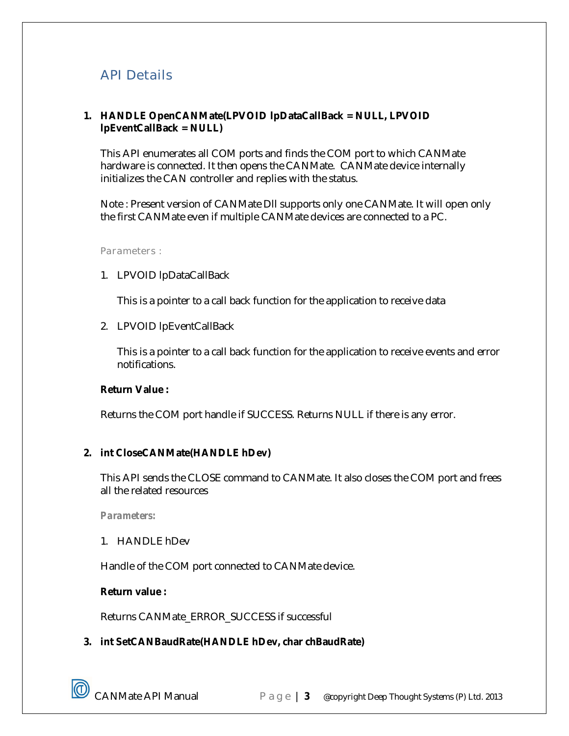## API Details

**1. HANDLE OpenCANMate(LPVOID lpDataCallBack = NULL, LPVOID lpEventCallBack = NULL)**

This API enumerates all COM ports and finds the COM port to which CANMate hardware is connected. It then opens the CANMate. CANMate device internally initializes the CAN controller and replies with the status.

Note : Present version of CANMate Dll supports only one CANMate. It will open only the first CANMate even if multiple CANMate devices are connected to a PC.

Parameters :

1. LPVOID lpDataCallBack

   This is a pointer to a call back function for the application to receive data

2. LPVOID lpEventCallBack

   This is a pointer to a call back function for the application to receive events and error notifications.

**Return Value :**

Returns the COM port handle if SUCCESS. Returns NULL if there is any error.

**2. int CloseCANMate(HANDLE hDev)**

This API sends the CLOSE command to CANMate. It also closes the COM port and frees all the related resources

***Parameters:***

1. HANDLE hDev

Handle of the COM port connected to CANMate device.

**Return value :**

Returns CANMate_ERROR_SUCCESS if successful

**3. int SetCANBaudRate(HANDLE hDev, char chBaudRate)**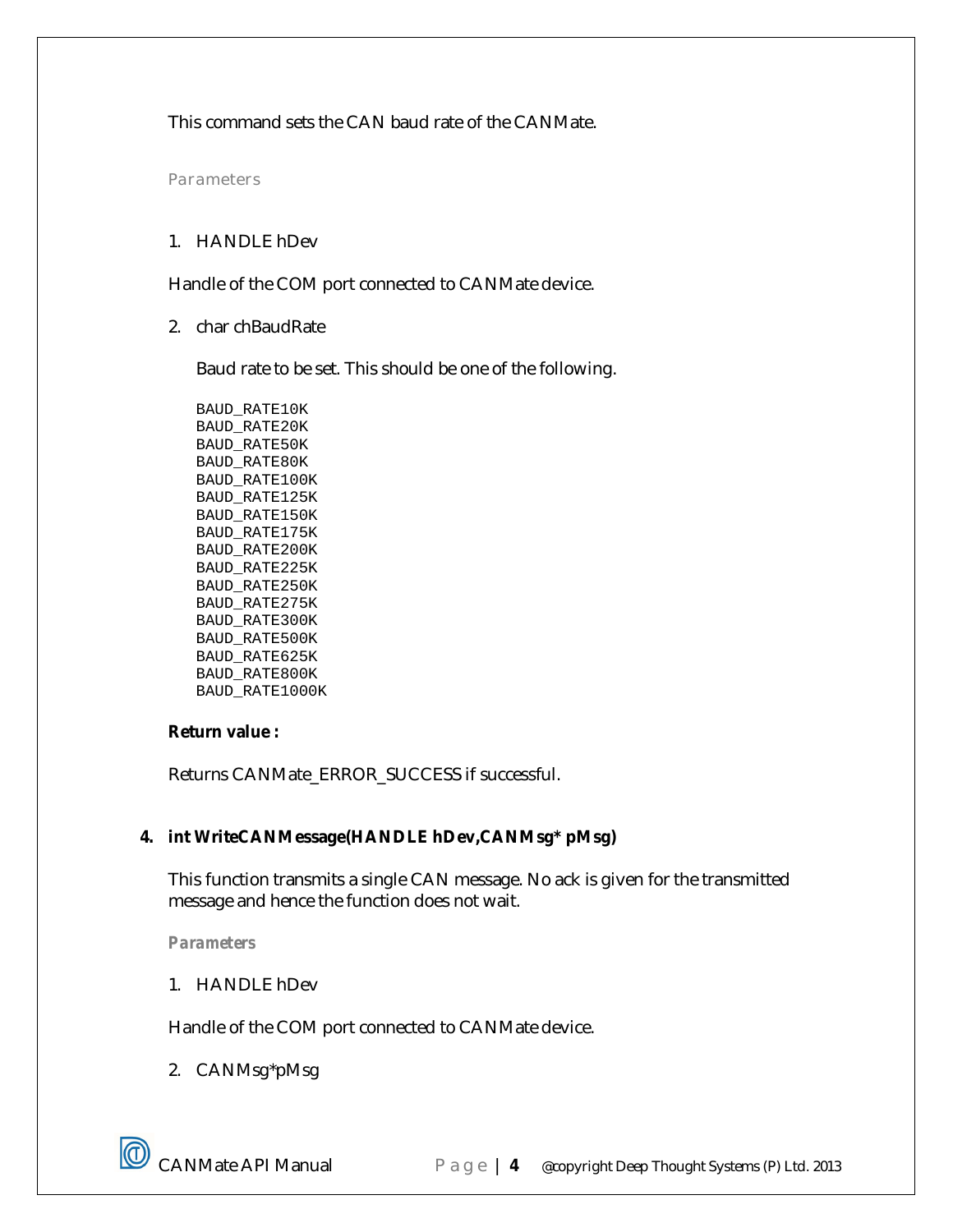This command sets the CAN baud rate of the CANMate.

*Parameters*

1. HANDLE hDev

Handle of the COM port connected to CANMate device.

2. char chBaudRate

   Baud rate to be set. This should be one of the following.

```
BAUD_RATE10K
BAUD_RATE20K
BAUD_RATE50K
BAUD_RATE80K
BAUD_RATE100K
BAUD_RATE125K
BAUD_RATE150K
BAUD_RATE175K
BAUD_RATE200K
BAUD_RATE225K
BAUD_RATE250K
BAUD_RATE275K
BAUD_RATE300K
BAUD_RATE500K
BAUD_RATE625K
BAUD_RATE800K
BAUD_RATE1000K
```

**Return value :**

Returns CANMate_ERROR_SUCCESS if successful.

### 4. int WriteCANMessage(HANDLE hDev,CANMsg* pMsg)

This function transmits a single CAN message. No ack is given for the transmitted message and hence the function does not wait.

***Parameters***

1. HANDLE hDev

Handle of the COM port connected to CANMate device.

2. CANMsg*pMsg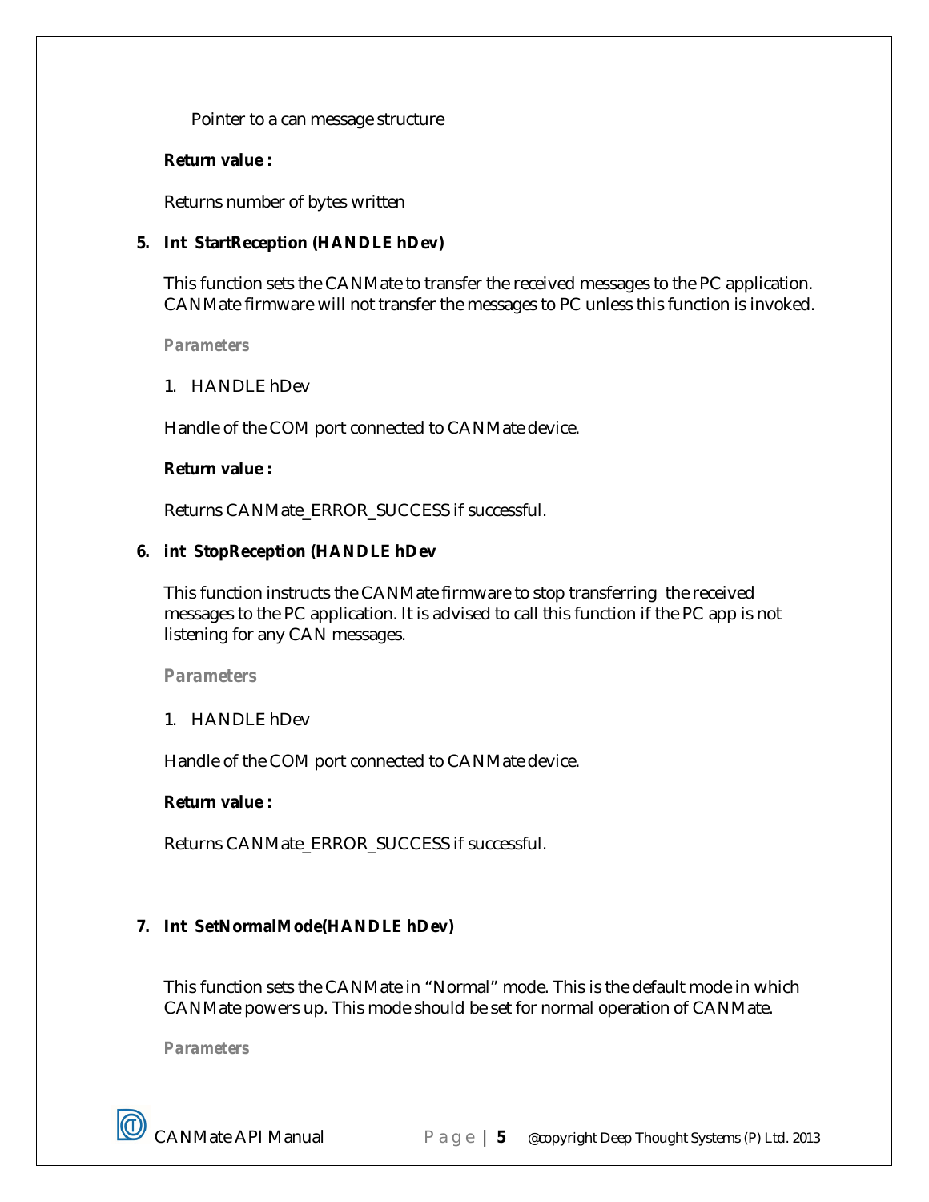Pointer to a can message structure

**Return value :**

Returns number of bytes written

**5. Int StartReception (HANDLE hDev)**

This function sets the CANMate to transfer the received messages to the PC application. CANMate firmware will not transfer the messages to PC unless this function is invoked.

***Parameters***

1. HANDLE hDev

Handle of the COM port connected to CANMate device.

**Return value :**

Returns CANMate_ERROR_SUCCESS if successful.

**6. int StopReception (HANDLE hDev**

This function instructs the CANMate firmware to stop transferring the received messages to the PC application. It is advised to call this function if the PC app is not listening for any CAN messages.

***Parameters***

1. HANDLE hDev

Handle of the COM port connected to CANMate device.

**Return value :**

Returns CANMate_ERROR_SUCCESS if successful.

**7. Int SetNormalMode(HANDLE hDev)**

This function sets the CANMate in "Normal" mode. This is the default mode in which CANMate powers up. This mode should be set for normal operation of CANMate.

***Parameters***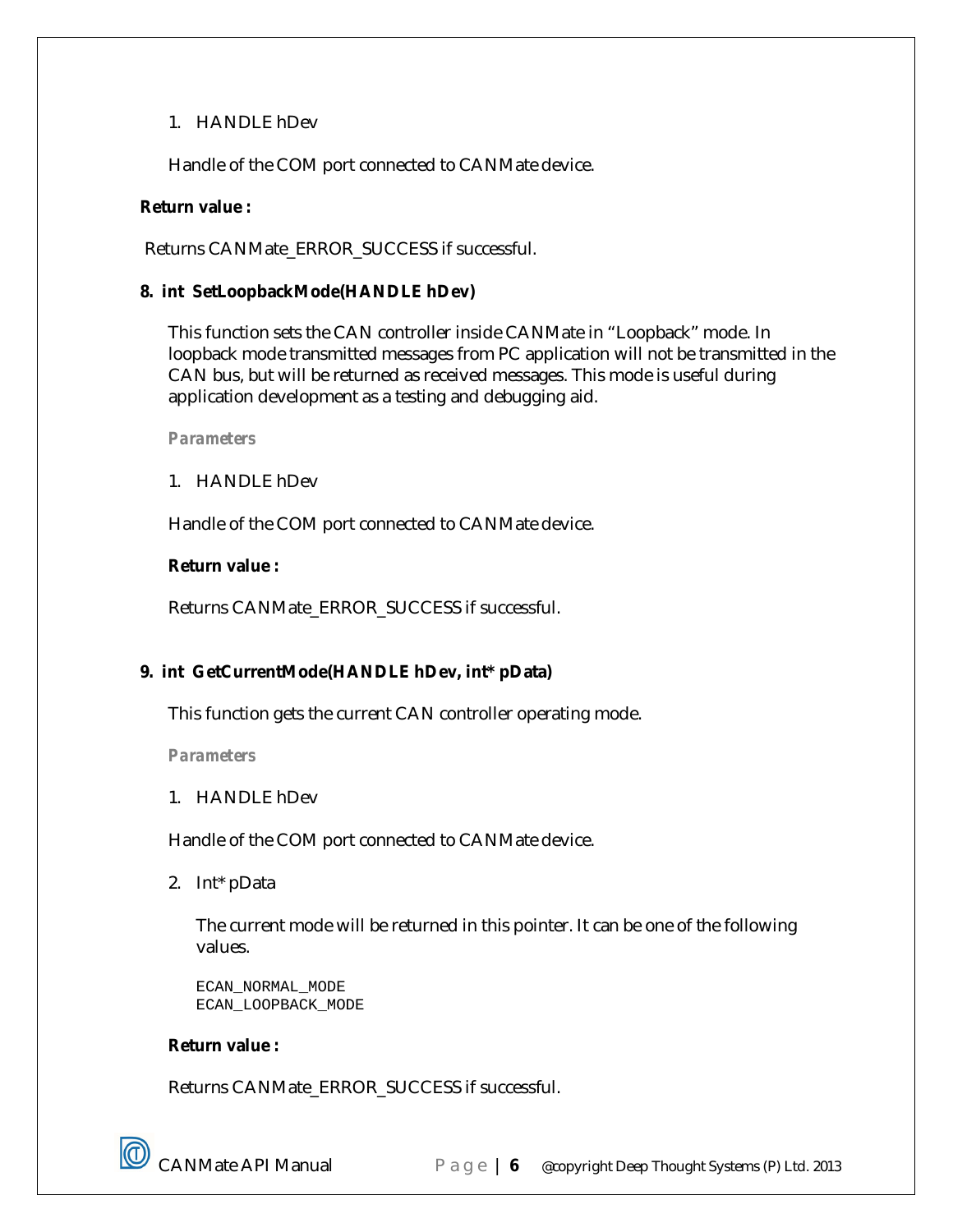1. HANDLE hDev

Handle of the COM port connected to CANMate device.

**Return value :**

Returns CANMate_ERROR_SUCCESS if successful.

**8. int SetLoopbackMode(HANDLE hDev)**

This function sets the CAN controller inside CANMate in “Loopback” mode. In loopback mode transmitted messages from PC application will not be transmitted in the CAN bus, but will be returned as received messages. This mode is useful during application development as a testing and debugging aid.

***Parameters***

1. HANDLE hDev

Handle of the COM port connected to CANMate device.

**Return value :**

Returns CANMate_ERROR_SUCCESS if successful.

**9. int GetCurrentMode(HANDLE hDev, int* pData)**

This function gets the current CAN controller operating mode.

***Parameters***

1. HANDLE hDev

Handle of the COM port connected to CANMate device.

2. Int* pData

The current mode will be returned in this pointer. It can be one of the following values.

```
ECAN_NORMAL_MODE
ECAN_LOOPBACK_MODE
```

**Return value :**

Returns CANMate_ERROR_SUCCESS if successful.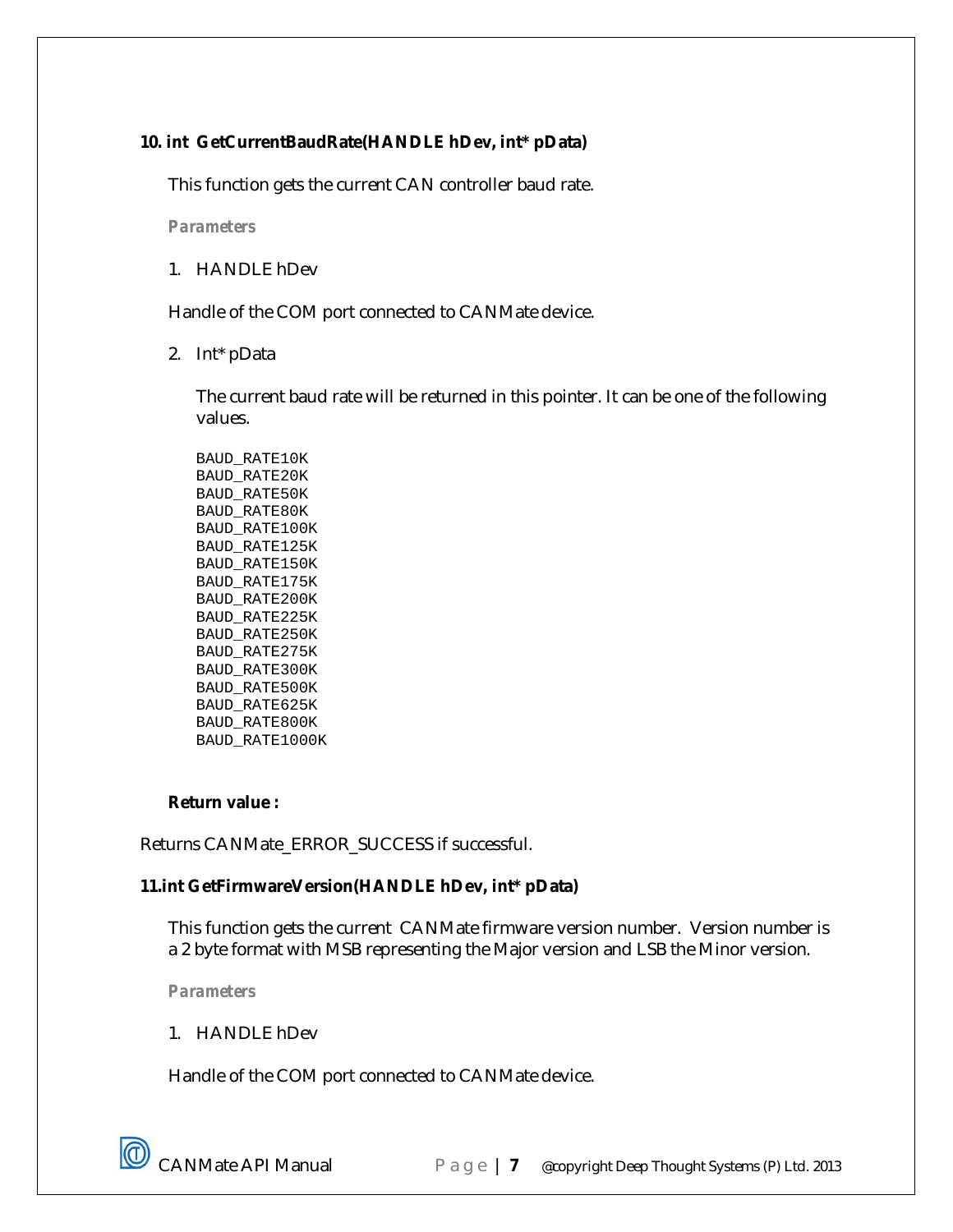### 10. int GetCurrentBaudRate(HANDLE hDev, int* pData)

This function gets the current CAN controller baud rate.

**Parameters**

1. HANDLE hDev

Handle of the COM port connected to CANMate device.

2. Int* pData

The current baud rate will be returned in this pointer. It can be one of the following values.

```
BAUD_RATE10K
BAUD_RATE20K
BAUD_RATE50K
BAUD_RATE80K
BAUD_RATE100K
BAUD_RATE125K
BAUD_RATE150K
BAUD_RATE175K
BAUD_RATE200K
BAUD_RATE225K
BAUD_RATE250K
BAUD_RATE275K
BAUD_RATE300K
BAUD_RATE500K
BAUD_RATE625K
BAUD_RATE800K
BAUD_RATE1000K
```

**Return value :**

Returns CANMate_ERROR_SUCCESS if successful.

### 11.int GetFirmwareVersion(HANDLE hDev, int* pData)

This function gets the current CANMate firmware version number. Version number is a 2 byte format with MSB representing the Major version and LSB the Minor version.

**Parameters**

1. HANDLE hDev

Handle of the COM port connected to CANMate device.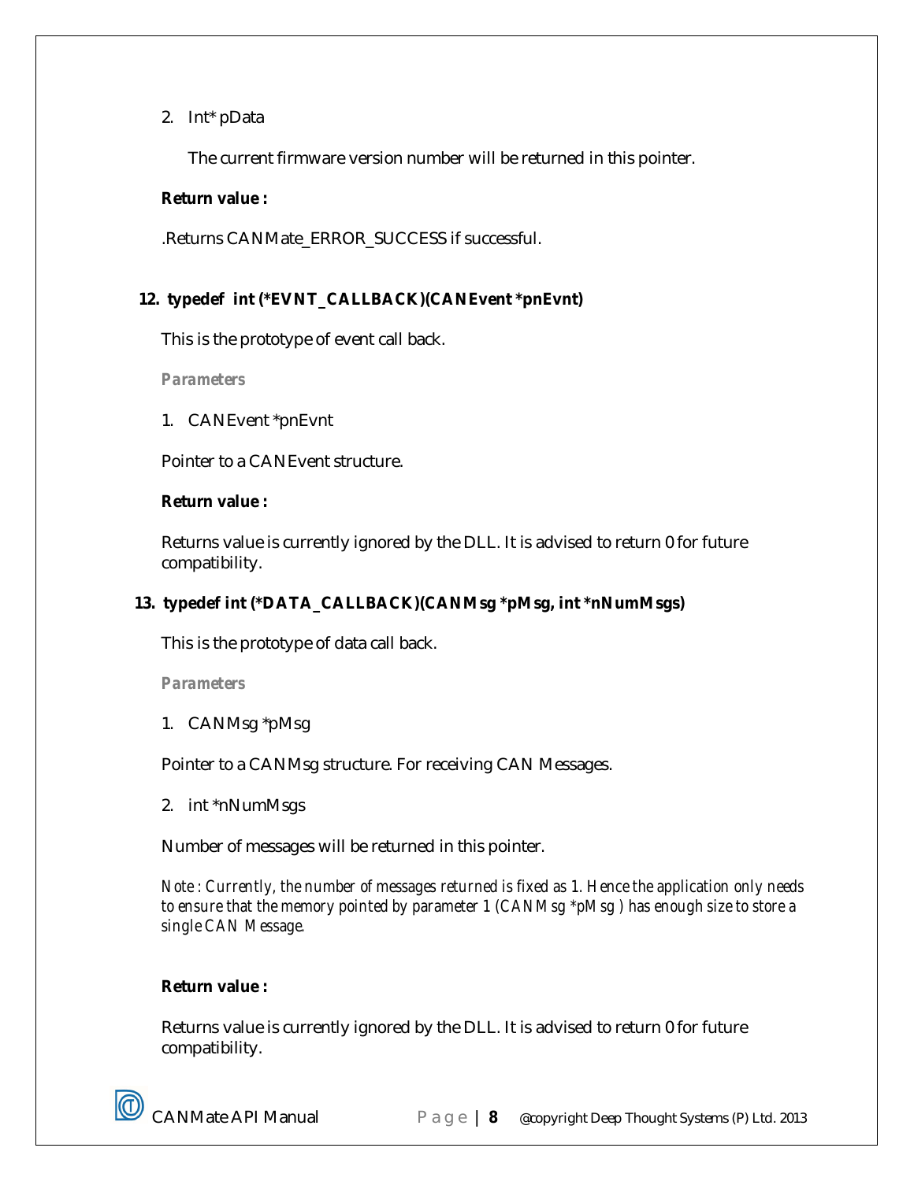2. Int* pData

   The current firmware version number will be returned in this pointer.

**Return value :**

.Returns CANMate_ERROR_SUCCESS if successful.

## 12. typedef int (*EVNT_CALLBACK)(CANEvent *pnEvnt)

This is the prototype of event call back.

***Parameters***

1. CANEvent *pnEvnt

Pointer to a CANEvent structure.

**Return value :**

Returns value is currently ignored by the DLL. It is advised to return 0 for future compatibility.

## 13. typedef int (*DATA_CALLBACK)(CANMsg *pMsg, int *nNumMsgs)

This is the prototype of data call back.

***Parameters***

1. CANMsg *pMsg

Pointer to a CANMsg structure. For receiving CAN Messages.

2. int *nNumMsgs

Number of messages will be returned in this pointer.

*Note : Currently, the number of messages returned is fixed as 1. Hence the application only needs to ensure that the memory pointed by parameter 1 (CANMsg *pMsg ) has enough size to store a single CAN Message.*

**Return value :**

Returns value is currently ignored by the DLL. It is advised to return 0 for future compatibility.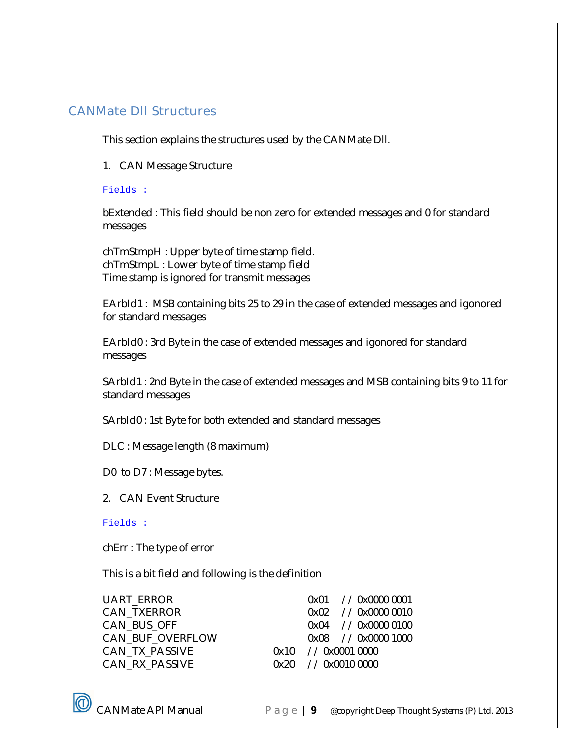## CANMate Dll Structures

This section explains the structures used by the CANMate Dll.

1. CAN Message Structure

```
Fields :
```

bExtended : This field should be non zero for extended messages and 0 for standard messages

chTmStmpH : Upper byte of time stamp field.
chTmStmpL : Lower byte of time stamp field
Time stamp is ignored for transmit messages

EArbId1 : MSB containing bits 25 to 29 in the case of extended messages and igonored for standard messages

EArbId0 : 3rd Byte in the case of extended messages and igonored for standard messages

SArbId1 : 2nd Byte in the case of extended messages and MSB containing bits 9 to 11 for standard messages

SArbId0 : 1st Byte for both extended and standard messages

DLC : Message length (8 maximum)

D0 to D7 : Message bytes.

2. CAN Event Structure

```
Fields :
```

chErr : The type of error

This is a bit field and following is the definition

```
UART_ERROR            0x01   // 0x0000 0001
CAN_TXERROR           0x02   // 0x0000 0010
CAN_BUS_OFF           0x04   // 0x0000 0100
CAN_BUF_OVERFLOW      0x08   // 0x0000 1000
CAN_TX_PASSIVE        0x10   // 0x0001 0000
CAN_RX_PASSIVE        0x20   // 0x0010 0000
```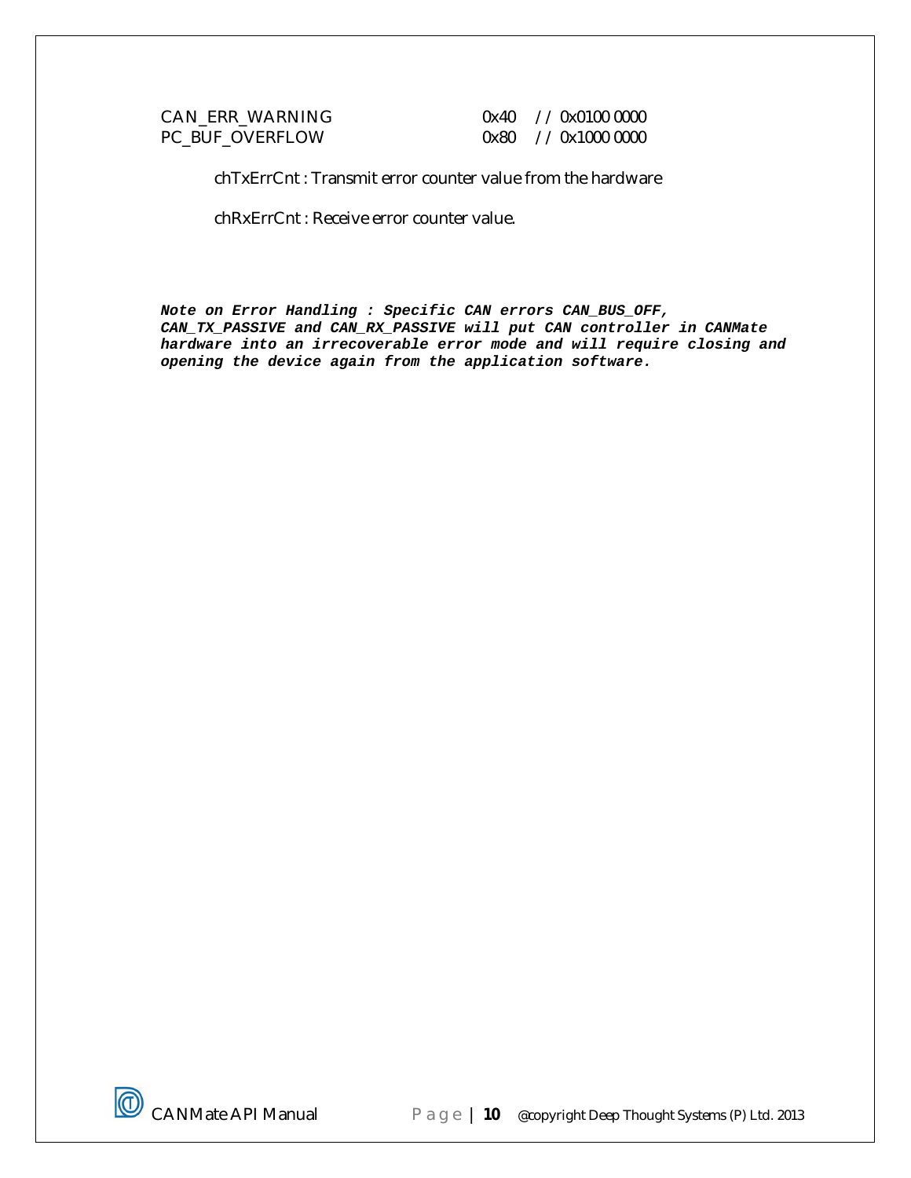```
CAN_ERR_WARNING          0x40   // 0x0100 0000
PC_BUF_OVERFLOW          0x80   // 0x1000 0000
```

chTxErrCnt : Transmit error counter value from the hardware

chRxErrCnt : Receive error counter value.

***Note on Error Handling : Specific CAN errors CAN_BUS_OFF, CAN_TX_PASSIVE and CAN_RX_PASSIVE will put CAN controller in CANMate hardware into an irrecoverable error mode and will require closing and opening the device again from the application software.***